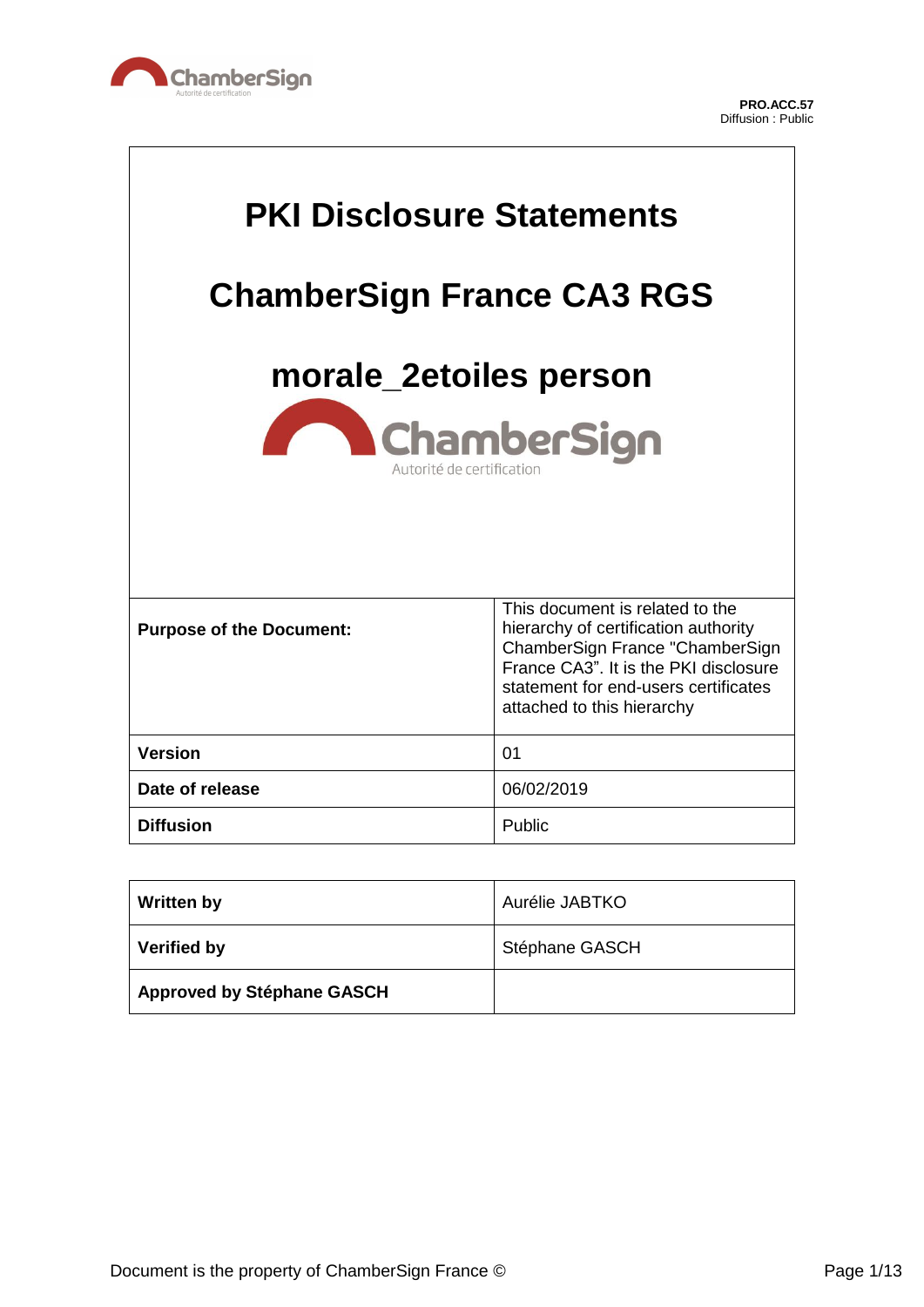PRO.ACC.57
Diffusion : Public

# PKI Disclosure Statements

# ChamberSign France CA3 RGS

# morale_2etoiles person

| | |
|---|---|
| **Purpose of the Document:** | This document is related to the hierarchy of certification authority ChamberSign France "ChamberSign France CA3”. It is the PKI disclosure statement for end-users certificates attached to this hierarchy |
| **Version** | 01 |
| **Date of release** | 06/02/2019 |
| **Diffusion** | Public |

| | |
|---|---|
| **Written by** | Aurélie JABTKO |
| **Verified by** | Stéphane GASCH |
| **Approved by Stéphane GASCH** | |

Document is the property of ChamberSign France ©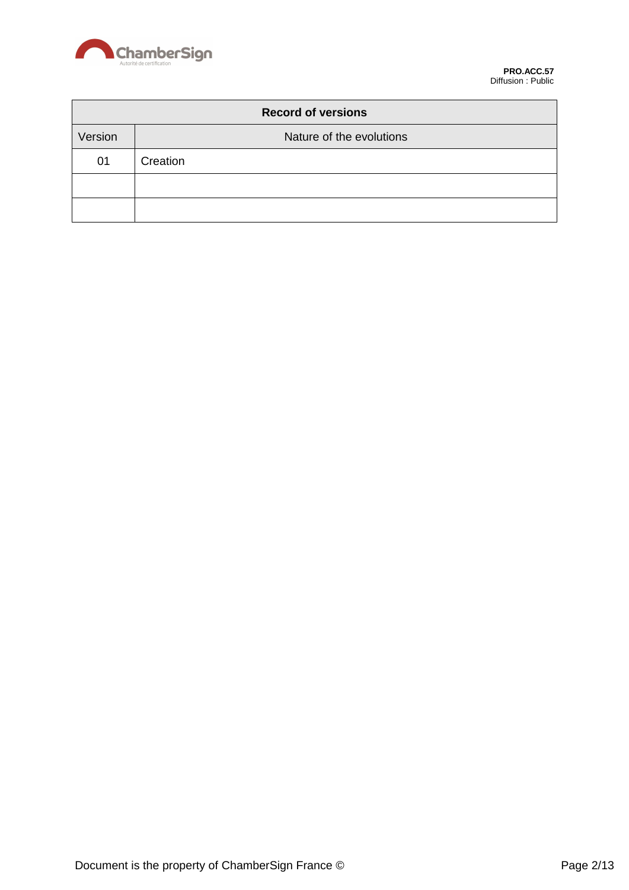| Record of versions | |
|---|---|
| Version | Nature of the evolutions |
| 01 | Creation |
| | |
| | |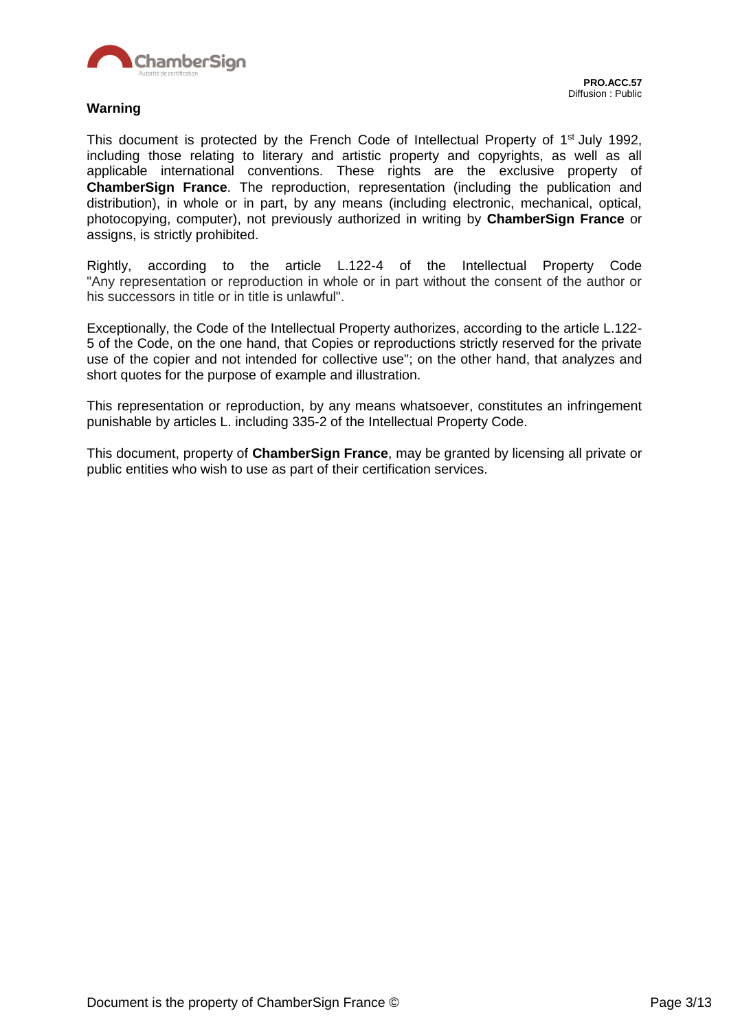**Warning**

This document is protected by the French Code of Intellectual Property of 1st July 1992, including those relating to literary and artistic property and copyrights, as well as all applicable international conventions. These rights are the exclusive property of **ChamberSign France**. The reproduction, representation (including the publication and distribution), in whole or in part, by any means (including electronic, mechanical, optical, photocopying, computer), not previously authorized in writing by **ChamberSign France** or assigns, is strictly prohibited.

Rightly, according to the article L.122-4 of the Intellectual Property Code "Any representation or reproduction in whole or in part without the consent of the author or his successors in title or in title is unlawful".

Exceptionally, the Code of the Intellectual Property authorizes, according to the article L.122-5 of the Code, on the one hand, that Copies or reproductions strictly reserved for the private use of the copier and not intended for collective use"; on the other hand, that analyzes and short quotes for the purpose of example and illustration.

This representation or reproduction, by any means whatsoever, constitutes an infringement punishable by articles L. including 335-2 of the Intellectual Property Code.

This document, property of **ChamberSign France**, may be granted by licensing all private or public entities who wish to use as part of their certification services.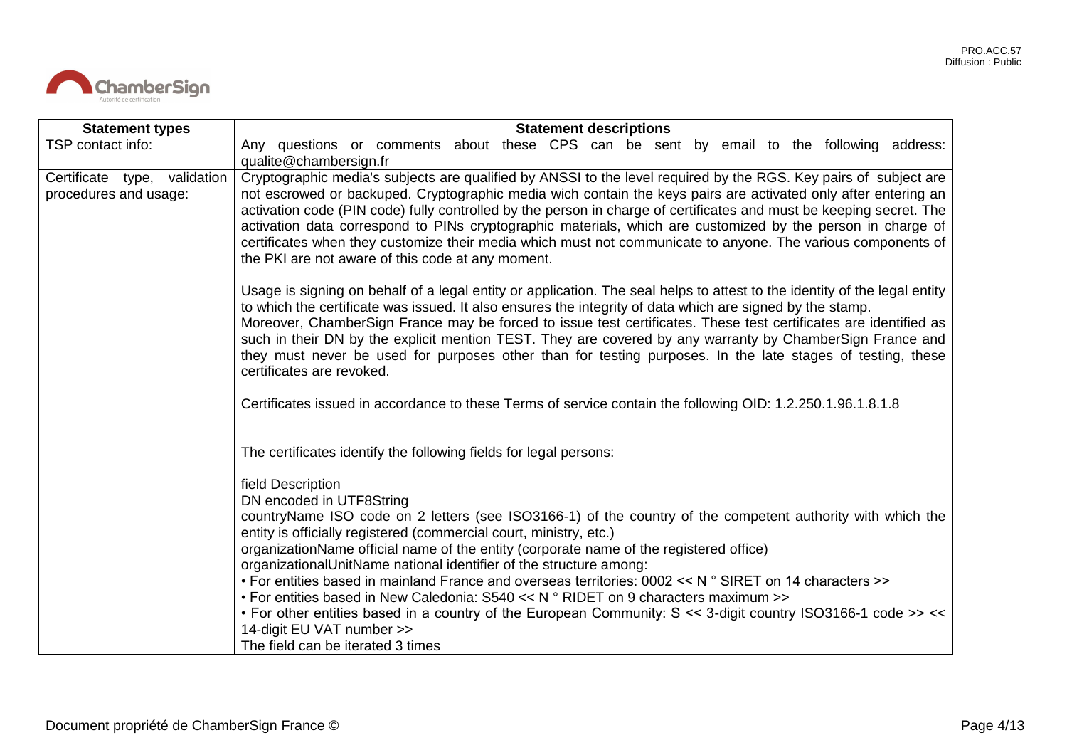| Statement types | Statement descriptions |
| --- | --- |
| TSP contact info: | Any questions or comments about these CPS can be sent by email to the following address: qualite@chambersign.fr |
| Certificate type, validation procedures and usage: | Cryptographic media's subjects are qualified by ANSSI to the level required by the RGS. Key pairs of subject are not escrowed or backuped. Cryptographic media wich contain the keys pairs are activated only after entering an activation code (PIN code) fully controlled by the person in charge of certificates and must be keeping secret. The activation data correspond to PINs cryptographic materials, which are customized by the person in charge of certificates when they customize their media which must not communicate to anyone. The various components of the PKI are not aware of this code at any moment.<br><br>Usage is signing on behalf of a legal entity or application. The seal helps to attest to the identity of the legal entity to which the certificate was issued. It also ensures the integrity of data which are signed by the stamp.<br>Moreover, ChamberSign France may be forced to issue test certificates. These test certificates are identified as such in their DN by the explicit mention TEST. They are covered by any warranty by ChamberSign France and they must never be used for purposes other than for testing purposes. In the late stages of testing, these certificates are revoked.<br><br>Certificates issued in accordance to these Terms of service contain the following OID: 1.2.250.1.96.1.8.1.8<br><br>The certificates identify the following fields for legal persons:<br><br>field Description<br>DN encoded in UTF8String<br>countryName ISO code on 2 letters (see ISO3166-1) of the country of the competent authority with which the entity is officially registered (commercial court, ministry, etc.)<br>organizationName official name of the entity (corporate name of the registered office)<br>organizationalUnitName national identifier of the structure among:<br>• For entities based in mainland France and overseas territories: 0002 << N ° SIRET on 14 characters >><br>• For entities based in New Caledonia: S540 << N ° RIDET on 9 characters maximum >><br>• For other entities based in a country of the European Community: S << 3-digit country ISO3166-1 code >> << 14-digit EU VAT number >><br>The field can be iterated 3 times |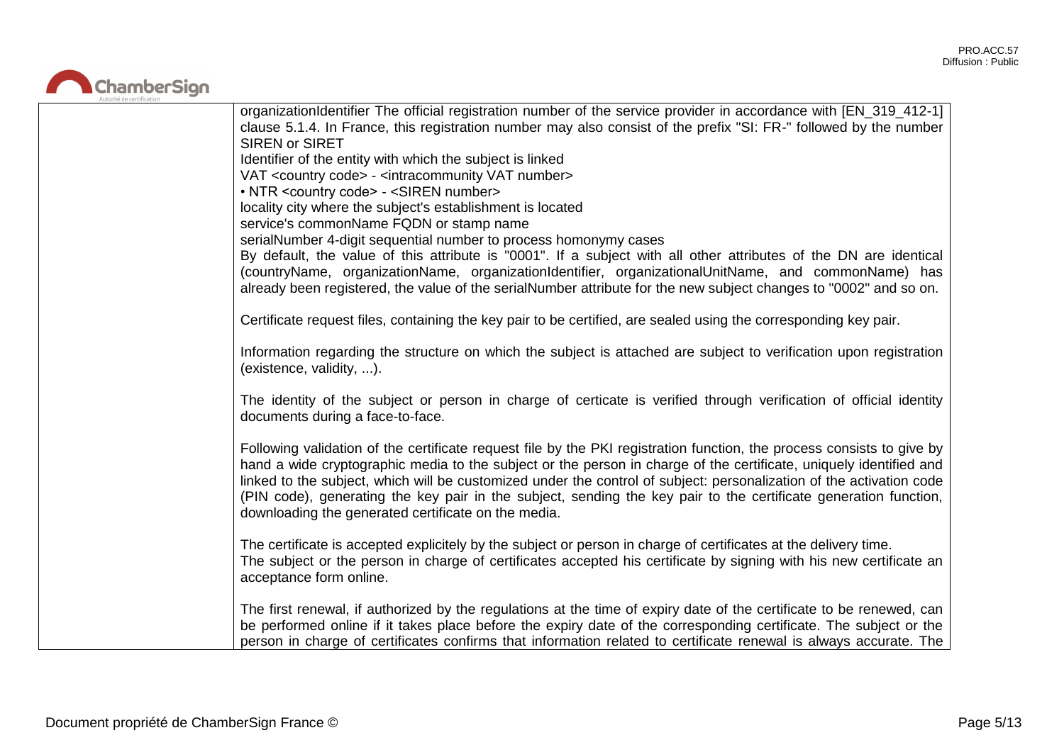| | |
|---|---|
| | organizationIdentifier The official registration number of the service provider in accordance with [EN_319_412-1] clause 5.1.4. In France, this registration number may also consist of the prefix "SI: FR-" followed by the number SIREN or SIRET<br>Identifier of the entity with which the subject is linked<br>VAT <country code> - <intracommunity VAT number><br>• NTR <country code> - <SIREN number><br>locality city where the subject's establishment is located<br>service's commonName FQDN or stamp name<br>serialNumber 4-digit sequential number to process homonymy cases<br>By default, the value of this attribute is "0001". If a subject with all other attributes of the DN are identical (countryName, organizationName, organizationIdentifier, organizationalUnitName, and commonName) has already been registered, the value of the serialNumber attribute for the new subject changes to "0002" and so on.<br><br>Certificate request files, containing the key pair to be certified, are sealed using the corresponding key pair.<br><br>Information regarding the structure on which the subject is attached are subject to verification upon registration (existence, validity, ...).<br><br>The identity of the subject or person in charge of certicate is verified through verification of official identity documents during a face-to-face.<br><br>Following validation of the certificate request file by the PKI registration function, the process consists to give by hand a wide cryptographic media to the subject or the person in charge of the certificate, uniquely identified and linked to the subject, which will be customized under the control of subject: personalization of the activation code (PIN code), generating the key pair in the subject, sending the key pair to the certificate generation function, downloading the generated certificate on the media.<br><br>The certificate is accepted explicitely by the subject or person in charge of certificates at the delivery time.<br>The subject or the person in charge of certificates accepted his certificate by signing with his new certificate an acceptance form online.<br><br>The first renewal, if authorized by the regulations at the time of expiry date of the certificate to be renewed, can be performed online if it takes place before the expiry date of the corresponding certificate. The subject or the person in charge of certificates confirms that information related to certificate renewal is always accurate. The |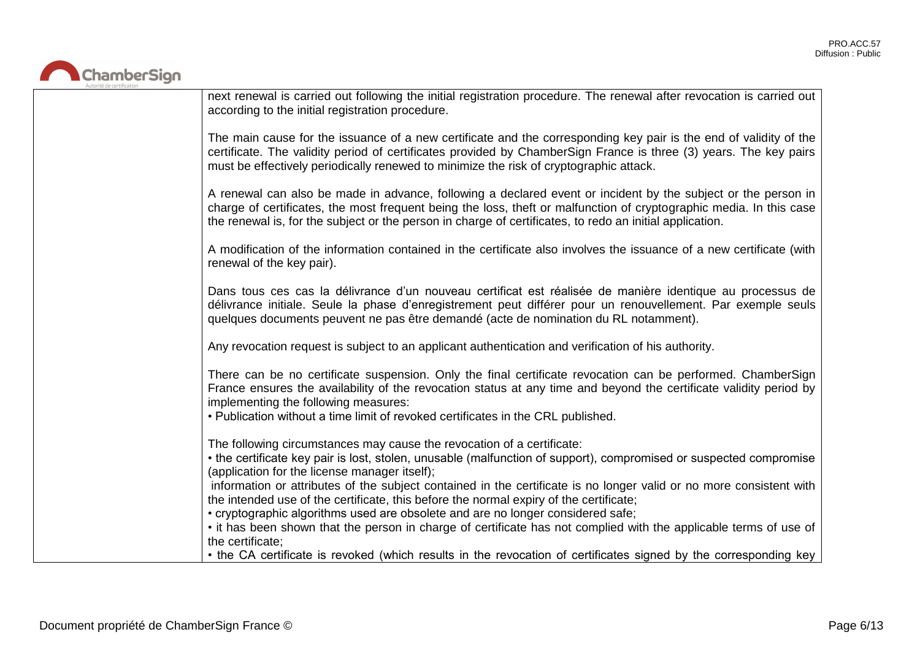| | next renewal is carried out following the initial registration procedure. The renewal after revocation is carried out according to the initial registration procedure.<br><br>The main cause for the issuance of a new certificate and the corresponding key pair is the end of validity of the certificate. The validity period of certificates provided by ChamberSign France is three (3) years. The key pairs must be effectively periodically renewed to minimize the risk of cryptographic attack.<br><br>A renewal can also be made in advance, following a declared event or incident by the subject or the person in charge of certificates, the most frequent being the loss, theft or malfunction of cryptographic media. In this case the renewal is, for the subject or the person in charge of certificates, to redo an initial application.<br><br>A modification of the information contained in the certificate also involves the issuance of a new certificate (with renewal of the key pair).<br><br>Dans tous ces cas la délivrance d'un nouveau certificat est réalisée de manière identique au processus de délivrance initiale. Seule la phase d'enregistrement peut différer pour un renouvellement. Par exemple seuls quelques documents peuvent ne pas être demandé (acte de nomination du RL notamment).<br><br>Any revocation request is subject to an applicant authentication and verification of his authority.<br><br>There can be no certificate suspension. Only the final certificate revocation can be performed. ChamberSign France ensures the availability of the revocation status at any time and beyond the certificate validity period by implementing the following measures:<br>• Publication without a time limit of revoked certificates in the CRL published.<br><br>The following circumstances may cause the revocation of a certificate:<br>• the certificate key pair is lost, stolen, unusable (malfunction of support), compromised or suspected compromise (application for the license manager itself);<br>information or attributes of the subject contained in the certificate is no longer valid or no more consistent with the intended use of the certificate, this before the normal expiry of the certificate;<br>• cryptographic algorithms used are obsolete and are no longer considered safe;<br>• it has been shown that the person in charge of certificate has not complied with the applicable terms of use of the certificate;<br>• the CA certificate is revoked (which results in the revocation of certificates signed by the corresponding key |
|---|---|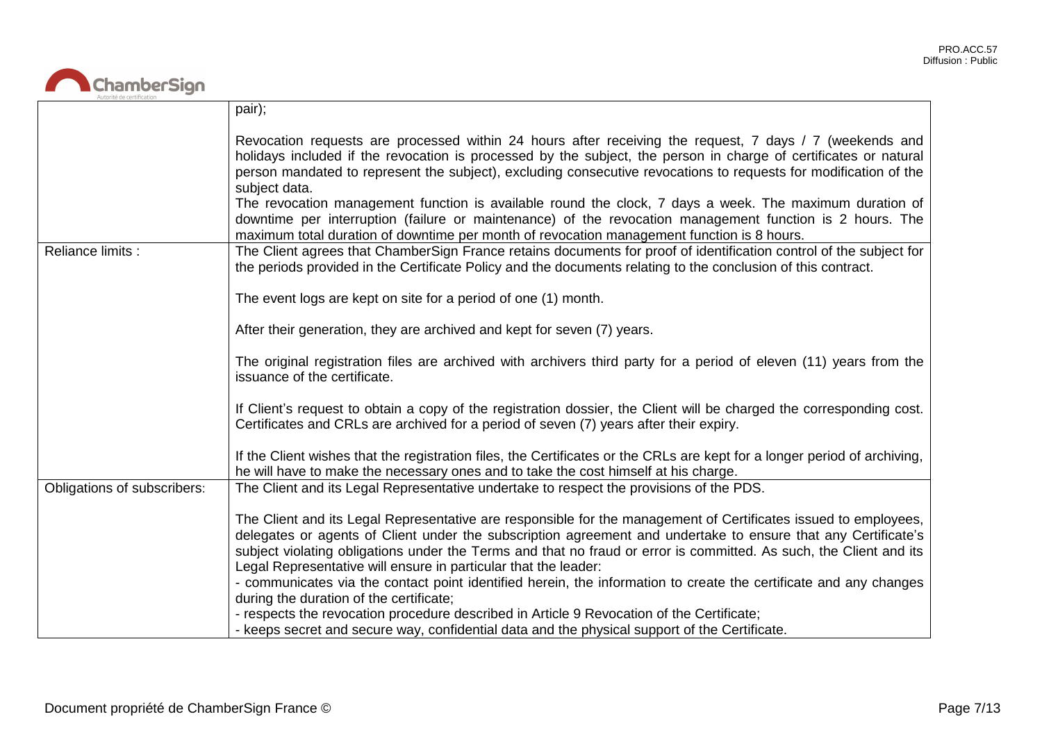| | |
|---|---|
| | pair);<br><br>Revocation requests are processed within 24 hours after receiving the request, 7 days / 7 (weekends and holidays included if the revocation is processed by the subject, the person in charge of certificates or natural person mandated to represent the subject), excluding consecutive revocations to requests for modification of the subject data.<br>The revocation management function is available round the clock, 7 days a week. The maximum duration of downtime per interruption (failure or maintenance) of the revocation management function is 2 hours. The maximum total duration of downtime per month of revocation management function is 8 hours. |
| Reliance limits : | The Client agrees that ChamberSign France retains documents for proof of identification control of the subject for the periods provided in the Certificate Policy and the documents relating to the conclusion of this contract.<br><br>The event logs are kept on site for a period of one (1) month.<br><br>After their generation, they are archived and kept for seven (7) years.<br><br>The original registration files are archived with archivers third party for a period of eleven (11) years from the issuance of the certificate.<br><br>If Client's request to obtain a copy of the registration dossier, the Client will be charged the corresponding cost. Certificates and CRLs are archived for a period of seven (7) years after their expiry.<br><br>If the Client wishes that the registration files, the Certificates or the CRLs are kept for a longer period of archiving, he will have to make the necessary ones and to take the cost himself at his charge. |
| Obligations of subscribers: | The Client and its Legal Representative undertake to respect the provisions of the PDS.<br><br>The Client and its Legal Representative are responsible for the management of Certificates issued to employees, delegates or agents of Client under the subscription agreement and undertake to ensure that any Certificate's subject violating obligations under the Terms and that no fraud or error is committed. As such, the Client and its Legal Representative will ensure in particular that the leader:<br>- communicates via the contact point identified herein, the information to create the certificate and any changes during the duration of the certificate;<br>- respects the revocation procedure described in Article 9 Revocation of the Certificate;<br>- keeps secret and secure way, confidential data and the physical support of the Certificate. |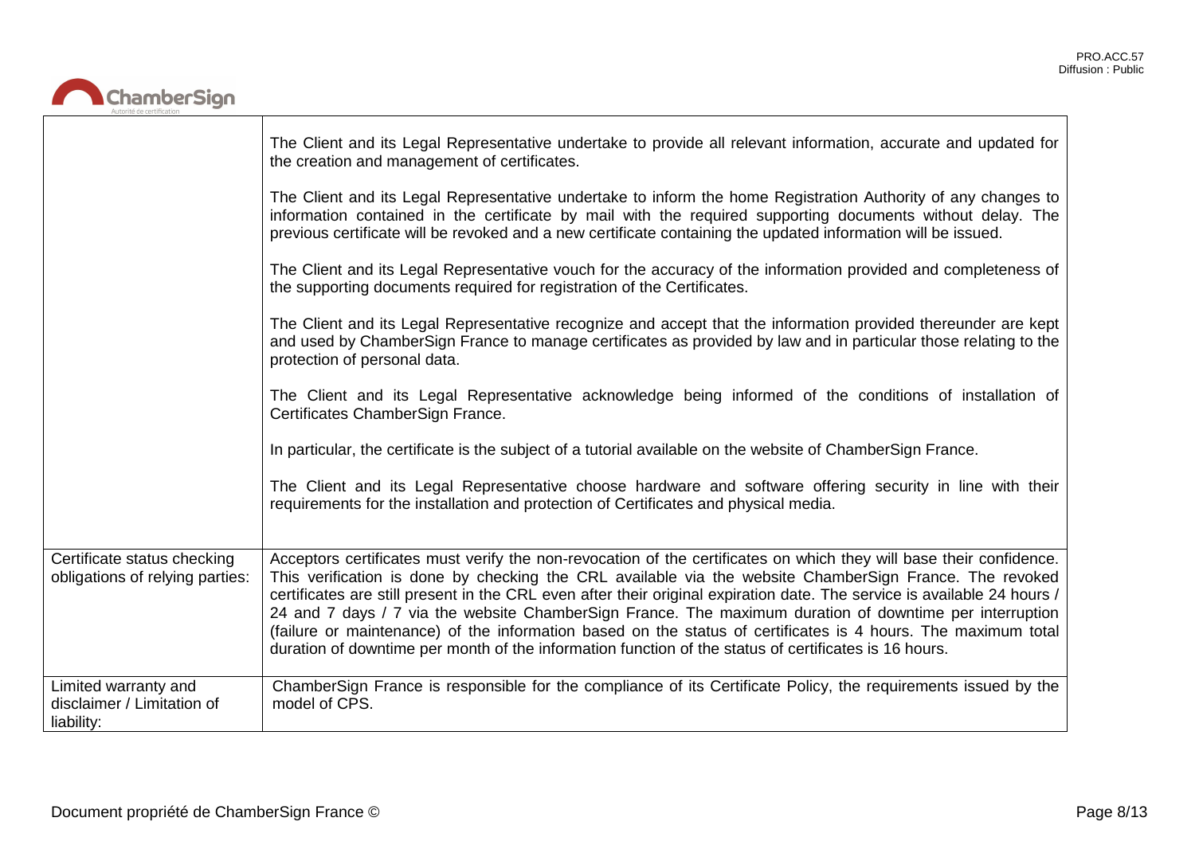| | |
|---|---|
| | The Client and its Legal Representative undertake to provide all relevant information, accurate and updated for the creation and management of certificates.<br><br>The Client and its Legal Representative undertake to inform the home Registration Authority of any changes to information contained in the certificate by mail with the required supporting documents without delay. The previous certificate will be revoked and a new certificate containing the updated information will be issued.<br><br>The Client and its Legal Representative vouch for the accuracy of the information provided and completeness of the supporting documents required for registration of the Certificates.<br><br>The Client and its Legal Representative recognize and accept that the information provided thereunder are kept and used by ChamberSign France to manage certificates as provided by law and in particular those relating to the protection of personal data.<br><br>The Client and its Legal Representative acknowledge being informed of the conditions of installation of Certificates ChamberSign France.<br><br>In particular, the certificate is the subject of a tutorial available on the website of ChamberSign France.<br><br>The Client and its Legal Representative choose hardware and software offering security in line with their requirements for the installation and protection of Certificates and physical media. |
| Certificate status checking obligations of relying parties: | Acceptors certificates must verify the non-revocation of the certificates on which they will base their confidence. This verification is done by checking the CRL available via the website ChamberSign France. The revoked certificates are still present in the CRL even after their original expiration date. The service is available 24 hours / 24 and 7 days / 7 via the website ChamberSign France. The maximum duration of downtime per interruption (failure or maintenance) of the information based on the status of certificates is 4 hours. The maximum total duration of downtime per month of the information function of the status of certificates is 16 hours. |
| Limited warranty and disclaimer / Limitation of liability: | ChamberSign France is responsible for the compliance of its Certificate Policy, the requirements issued by the model of CPS. |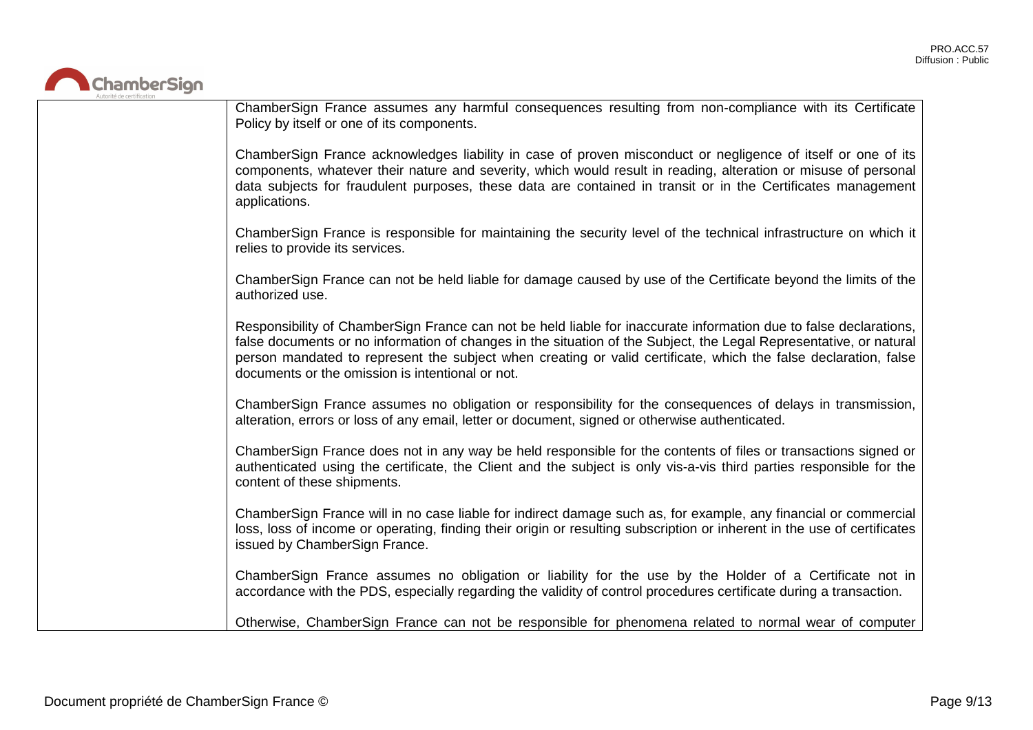| | |
|---|---|
| | ChamberSign France assumes any harmful consequences resulting from non-compliance with its Certificate Policy by itself or one of its components.<br><br>ChamberSign France acknowledges liability in case of proven misconduct or negligence of itself or one of its components, whatever their nature and severity, which would result in reading, alteration or misuse of personal data subjects for fraudulent purposes, these data are contained in transit or in the Certificates management applications.<br><br>ChamberSign France is responsible for maintaining the security level of the technical infrastructure on which it relies to provide its services.<br><br>ChamberSign France can not be held liable for damage caused by use of the Certificate beyond the limits of the authorized use.<br><br>Responsibility of ChamberSign France can not be held liable for inaccurate information due to false declarations, false documents or no information of changes in the situation of the Subject, the Legal Representative, or natural person mandated to represent the subject when creating or valid certificate, which the false declaration, false documents or the omission is intentional or not.<br><br>ChamberSign France assumes no obligation or responsibility for the consequences of delays in transmission, alteration, errors or loss of any email, letter or document, signed or otherwise authenticated.<br><br>ChamberSign France does not in any way be held responsible for the contents of files or transactions signed or authenticated using the certificate, the Client and the subject is only vis-a-vis third parties responsible for the content of these shipments.<br><br>ChamberSign France will in no case liable for indirect damage such as, for example, any financial or commercial loss, loss of income or operating, finding their origin or resulting subscription or inherent in the use of certificates issued by ChamberSign France.<br><br>ChamberSign France assumes no obligation or liability for the use by the Holder of a Certificate not in accordance with the PDS, especially regarding the validity of control procedures certificate during a transaction.<br><br>Otherwise, ChamberSign France can not be responsible for phenomena related to normal wear of computer |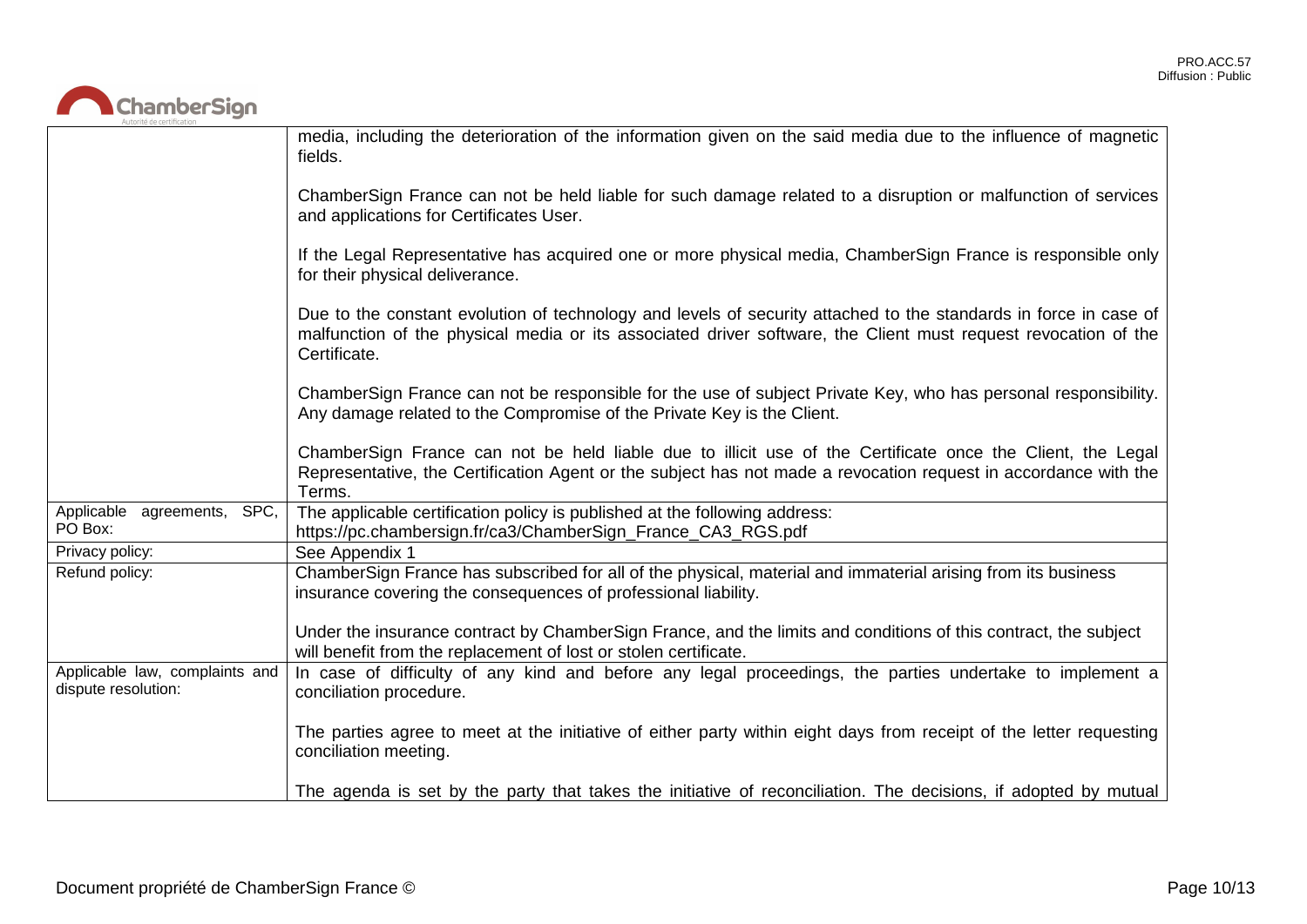| | |
|---|---|
| | media, including the deterioration of the information given on the said media due to the influence of magnetic fields.<br><br>ChamberSign France can not be held liable for such damage related to a disruption or malfunction of services and applications for Certificates User.<br><br>If the Legal Representative has acquired one or more physical media, ChamberSign France is responsible only for their physical deliverance.<br><br>Due to the constant evolution of technology and levels of security attached to the standards in force in case of malfunction of the physical media or its associated driver software, the Client must request revocation of the Certificate.<br><br>ChamberSign France can not be responsible for the use of subject Private Key, who has personal responsibility. Any damage related to the Compromise of the Private Key is the Client.<br><br>ChamberSign France can not be held liable due to illicit use of the Certificate once the Client, the Legal Representative, the Certification Agent or the subject has not made a revocation request in accordance with the Terms. |
| Applicable agreements, SPC, PO Box: | The applicable certification policy is published at the following address:<br>https://pc.chambersign.fr/ca3/ChamberSign_France_CA3_RGS.pdf |
| Privacy policy: | See Appendix 1 |
| Refund policy: | ChamberSign France has subscribed for all of the physical, material and immaterial arising from its business insurance covering the consequences of professional liability.<br><br>Under the insurance contract by ChamberSign France, and the limits and conditions of this contract, the subject will benefit from the replacement of lost or stolen certificate. |
| Applicable law, complaints and dispute resolution: | In case of difficulty of any kind and before any legal proceedings, the parties undertake to implement a conciliation procedure.<br><br>The parties agree to meet at the initiative of either party within eight days from receipt of the letter requesting conciliation meeting.<br><br>The agenda is set by the party that takes the initiative of reconciliation. The decisions, if adopted by mutual |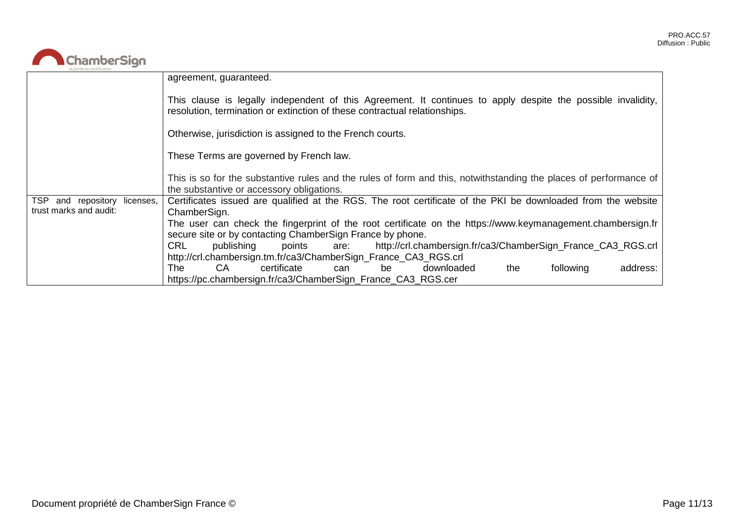| | |
|---|---|
| | agreement, guaranteed.<br><br>This clause is legally independent of this Agreement. It continues to apply despite the possible invalidity, resolution, termination or extinction of these contractual relationships.<br><br>Otherwise, jurisdiction is assigned to the French courts.<br><br>These Terms are governed by French law.<br><br>This is so for the substantive rules and the rules of form and this, notwithstanding the places of performance of the substantive or accessory obligations. |
| TSP and repository licenses, trust marks and audit: | Certificates issued are qualified at the RGS. The root certificate of the PKI be downloaded from the website ChamberSign.<br>The user can check the fingerprint of the root certificate on the https://www.keymanagement.chambersign.fr secure site or by contacting ChamberSign France by phone.<br>CRL publishing points are: http://crl.chambersign.fr/ca3/ChamberSign_France_CA3_RGS.crl http://crl.chambersign.tm.fr/ca3/ChamberSign_France_CA3_RGS.crl<br>The CA certificate can be downloaded the following address: https://pc.chambersign.fr/ca3/ChamberSign_France_CA3_RGS.cer |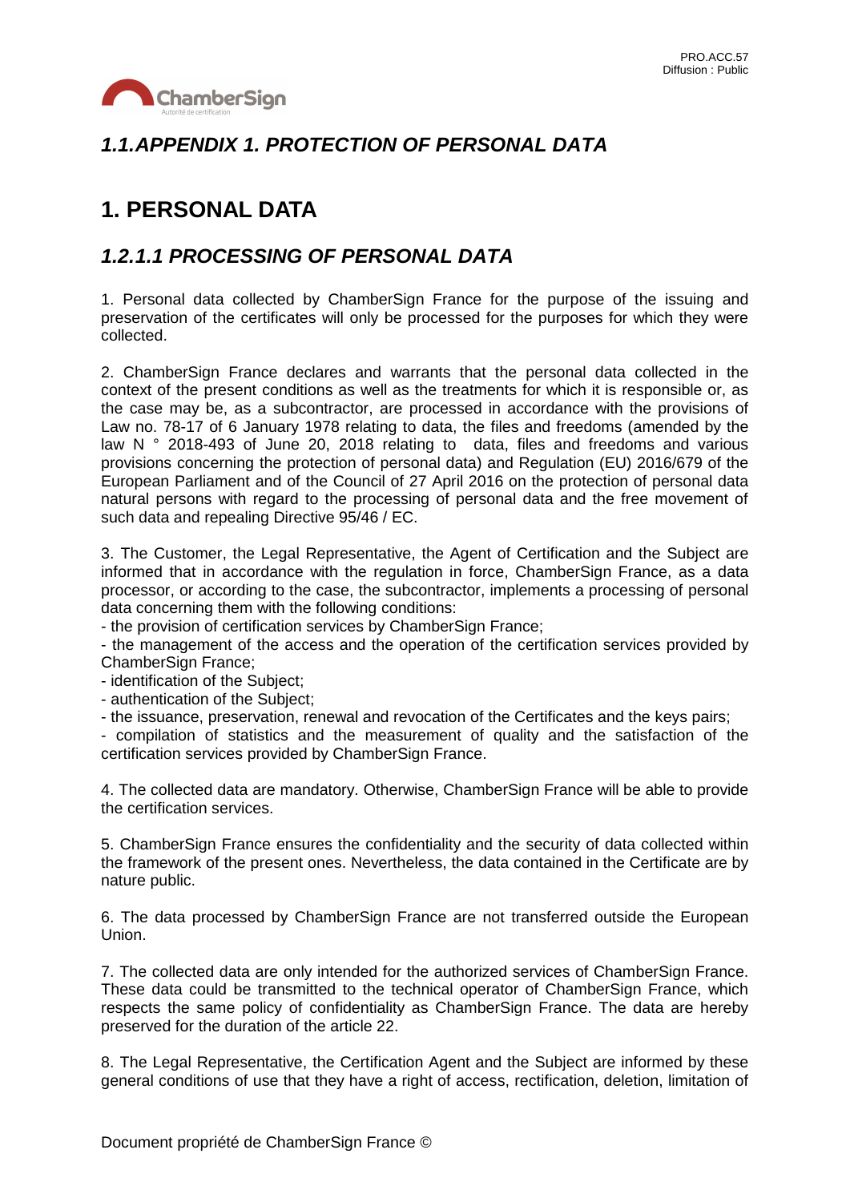## *1.1.APPENDIX 1. PROTECTION OF PERSONAL DATA*

# 1. PERSONAL DATA

## *1.2.1.1 PROCESSING OF PERSONAL DATA*

1. Personal data collected by ChamberSign France for the purpose of the issuing and preservation of the certificates will only be processed for the purposes for which they were collected.

2. ChamberSign France declares and warrants that the personal data collected in the context of the present conditions as well as the treatments for which it is responsible or, as the case may be, as a subcontractor, are processed in accordance with the provisions of Law no. 78-17 of 6 January 1978 relating to data, the files and freedoms (amended by the law N ° 2018-493 of June 20, 2018 relating to data, files and freedoms and various provisions concerning the protection of personal data) and Regulation (EU) 2016/679 of the European Parliament and of the Council of 27 April 2016 on the protection of personal data natural persons with regard to the processing of personal data and the free movement of such data and repealing Directive 95/46 / EC.

3. The Customer, the Legal Representative, the Agent of Certification and the Subject are informed that in accordance with the regulation in force, ChamberSign France, as a data processor, or according to the case, the subcontractor, implements a processing of personal data concerning them with the following conditions:
- the provision of certification services by ChamberSign France;
- the management of the access and the operation of the certification services provided by ChamberSign France;
- identification of the Subject;
- authentication of the Subject;
- the issuance, preservation, renewal and revocation of the Certificates and the keys pairs;
- compilation of statistics and the measurement of quality and the satisfaction of the certification services provided by ChamberSign France.

4. The collected data are mandatory. Otherwise, ChamberSign France will be able to provide the certification services.

5. ChamberSign France ensures the confidentiality and the security of data collected within the framework of the present ones. Nevertheless, the data contained in the Certificate are by nature public.

6. The data processed by ChamberSign France are not transferred outside the European Union.

7. The collected data are only intended for the authorized services of ChamberSign France. These data could be transmitted to the technical operator of ChamberSign France, which respects the same policy of confidentiality as ChamberSign France. The data are hereby preserved for the duration of the article 22.

8. The Legal Representative, the Certification Agent and the Subject are informed by these general conditions of use that they have a right of access, rectification, deletion, limitation of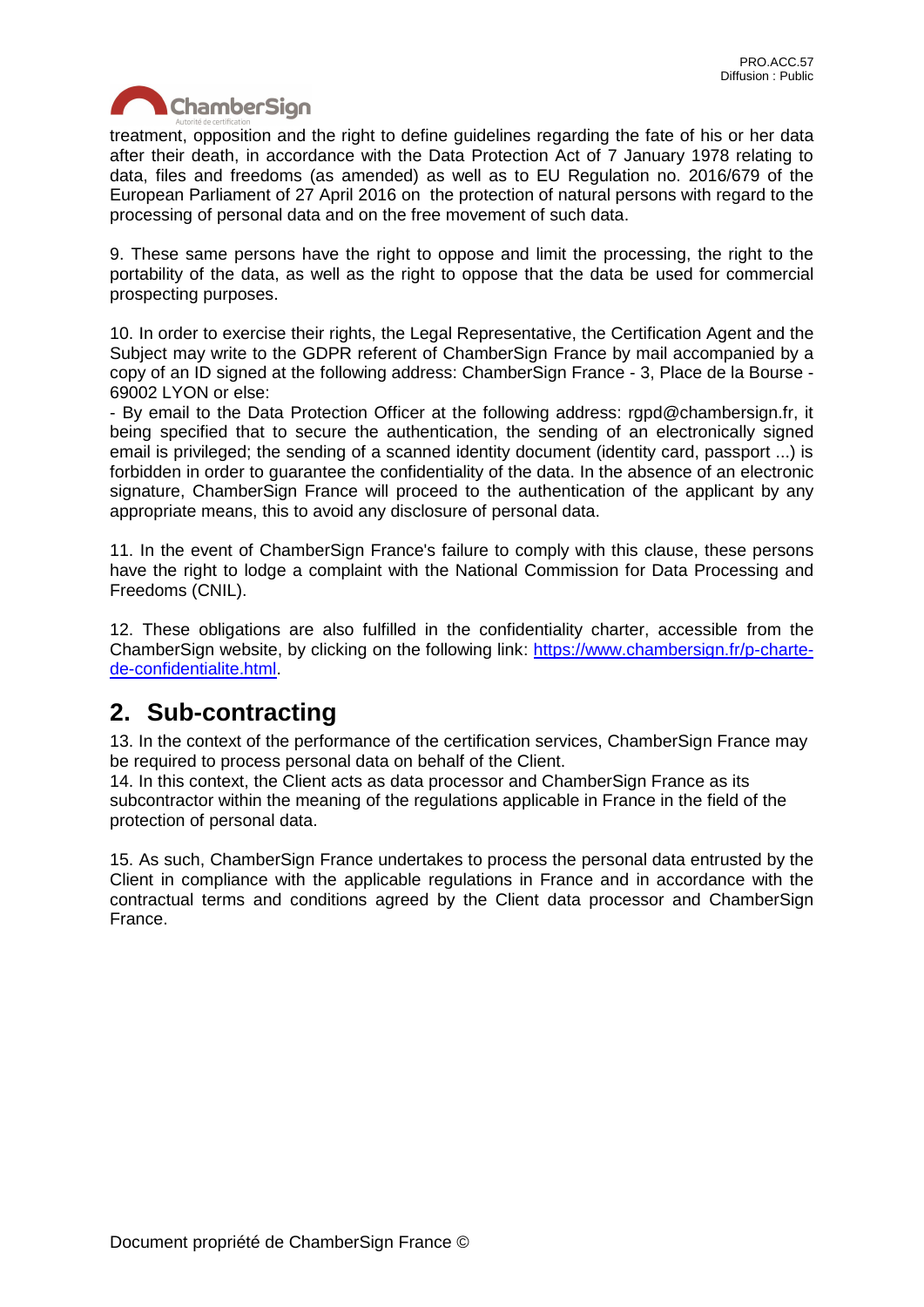treatment, opposition and the right to define guidelines regarding the fate of his or her data after their death, in accordance with the Data Protection Act of 7 January 1978 relating to data, files and freedoms (as amended) as well as to EU Regulation no. 2016/679 of the European Parliament of 27 April 2016 on the protection of natural persons with regard to the processing of personal data and on the free movement of such data.

9. These same persons have the right to oppose and limit the processing, the right to the portability of the data, as well as the right to oppose that the data be used for commercial prospecting purposes.

10. In order to exercise their rights, the Legal Representative, the Certification Agent and the Subject may write to the GDPR referent of ChamberSign France by mail accompanied by a copy of an ID signed at the following address: ChamberSign France - 3, Place de la Bourse - 69002 LYON or else:
- By email to the Data Protection Officer at the following address: rgpd@chambersign.fr, it being specified that to secure the authentication, the sending of an electronically signed email is privileged; the sending of a scanned identity document (identity card, passport ...) is forbidden in order to guarantee the confidentiality of the data. In the absence of an electronic signature, ChamberSign France will proceed to the authentication of the applicant by any appropriate means, this to avoid any disclosure of personal data.

11. In the event of ChamberSign France's failure to comply with this clause, these persons have the right to lodge a complaint with the National Commission for Data Processing and Freedoms (CNIL).

12. These obligations are also fulfilled in the confidentiality charter, accessible from the ChamberSign website, by clicking on the following link: [https://www.chambersign.fr/p-charte-de-confidentialite.html](https://www.chambersign.fr/p-charte-de-confidentialite.html).

## 2. Sub-contracting

13. In the context of the performance of the certification services, ChamberSign France may be required to process personal data on behalf of the Client.
14. In this context, the Client acts as data processor and ChamberSign France as its subcontractor within the meaning of the regulations applicable in France in the field of the protection of personal data.

15. As such, ChamberSign France undertakes to process the personal data entrusted by the Client in compliance with the applicable regulations in France and in accordance with the contractual terms and conditions agreed by the Client data processor and ChamberSign France.